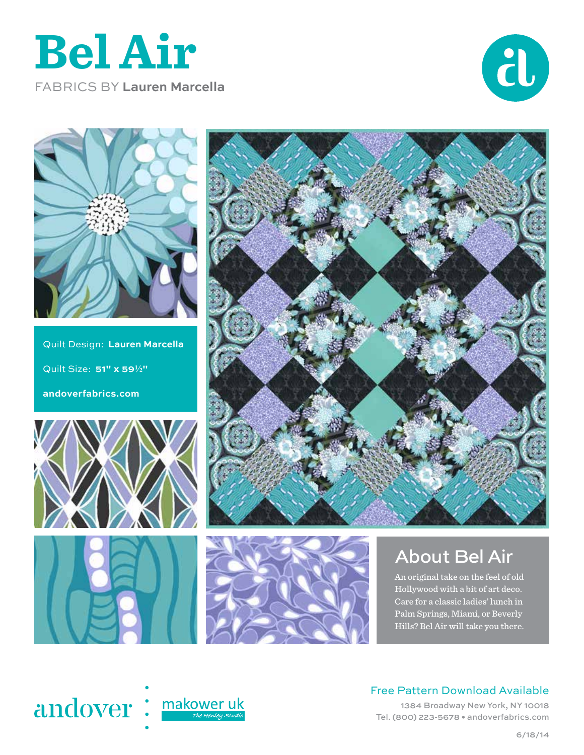# Bel Air

FABRICS BY **Lauren Marcella**

Quilt Design: **Lauren Marcella**

Quilt Size: **51" x 59½"**

**andoverfabrics.com**

## About Bel Air

An original take on the feel of old Hollywood with a bit of art deco. Care for a classic ladies' lunch in Palm Springs, Miami, or Beverly Hills? Bel Air will take you there.

andover | makower uk *The Henley Studio*

Free Pattern Download Available

1384 Broadway New York, NY 10018

Tel. (800) 223-5678 • andoverfabrics.com

6/18/14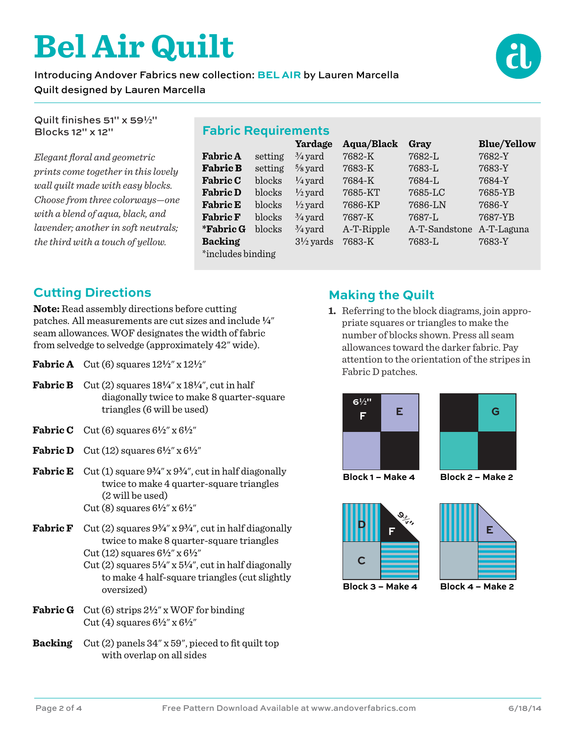# Bel Air Quilt

Introducing Andover Fabrics new collection: **BEL AIR** by Lauren Marcella
Quilt designed by Lauren Marcella

Quilt finishes 51" x 59½"
Blocks 12" x 12"

*Elegant floral and geometric prints come together in this lovely wall quilt made with easy blocks. Choose from three colorways—one with a blend of aqua, black, and lavender; another in soft neutrals; the third with a touch of yellow.*

## Fabric Requirements

| | | Yardage | Aqua/Black | Gray | Blue/Yellow |
|---|---|---|---|---|---|
| **Fabric A** | setting | ¾ yard | 7682-K | 7682-L | 7682-Y |
| **Fabric B** | setting | ⅝ yard | 7683-K | 7683-L | 7683-Y |
| **Fabric C** | blocks | ¼ yard | 7684-K | 7684-L | 7684-Y |
| **Fabric D** | blocks | ½ yard | 7685-KT | 7685-LC | 7685-YB |
| **Fabric E** | blocks | ½ yard | 7686-KP | 7686-LN | 7686-Y |
| **Fabric F** | blocks | ¾ yard | 7687-K | 7687-L | 7687-YB |
| ***Fabric G** | blocks | ¾ yard | A-T-Ripple | A-T-Sandstone | A-T-Laguna |
| **Backing** | | 3½ yards | 7683-K | 7683-L | 7683-Y |

*includes binding

## Cutting Directions

**Note:** Read assembly directions before cutting patches. All measurements are cut sizes and include ¼" seam allowances. WOF designates the width of fabric from selvedge to selvedge (approximately 42" wide).

**Fabric A** Cut (6) squares 12½" x 12½"

**Fabric B** Cut (2) squares 18¼" x 18¼", cut in half diagonally twice to make 8 quarter-square triangles (6 will be used)

**Fabric C** Cut (6) squares 6½" x 6½"

**Fabric D** Cut (12) squares 6½" x 6½"

**Fabric E** Cut (1) square 9¾" x 9¾", cut in half diagonally twice to make 4 quarter-square triangles (2 will be used)
Cut (8) squares 6½" x 6½"

**Fabric F** Cut (2) squares 9¾" x 9¾", cut in half diagonally twice to make 8 quarter-square triangles
Cut (12) squares 6½" x 6½"
Cut (2) squares 5¼" x 5¼", cut in half diagonally to make 4 half-square triangles (cut slightly oversized)

**Fabric G** Cut (6) strips 2½" x WOF for binding
Cut (4) squares 6½" x 6½"

**Backing** Cut (2) panels 34" x 59", pieced to fit quilt top with overlap on all sides

## Making the Quilt

1. Referring to the block diagrams, join appropriate squares or triangles to make the number of blocks shown. Press all seam allowances toward the darker fabric. Pay attention to the orientation of the stripes in Fabric D patches.

Block 1 – Make 4

Block 2 – Make 2

Block 3 – Make 4

Block 4 – Make 2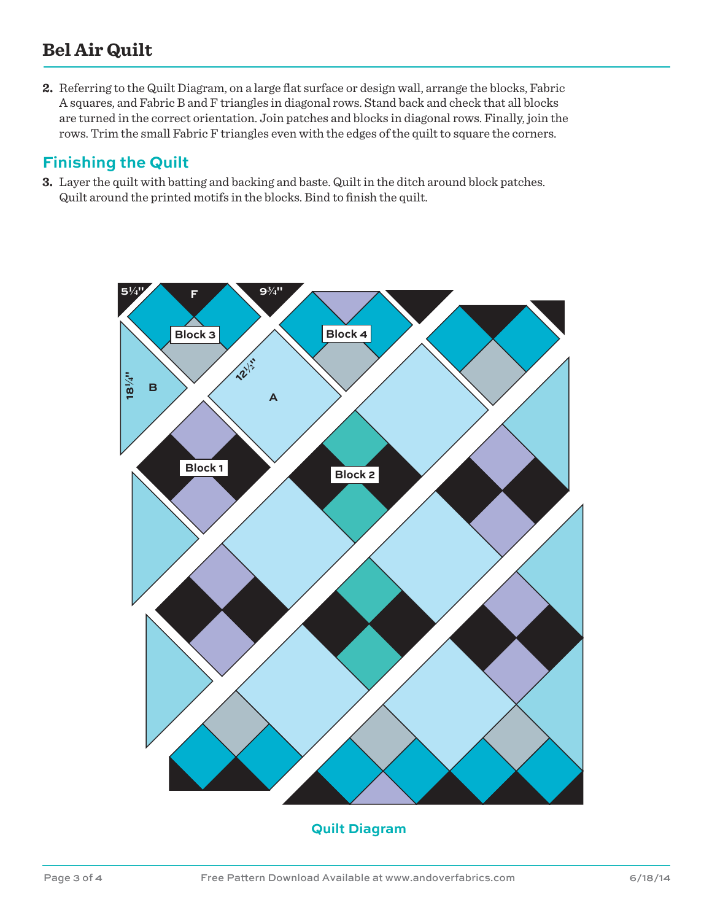2. Referring to the Quilt Diagram, on a large flat surface or design wall, arrange the blocks, Fabric A squares, and Fabric B and F triangles in diagonal rows. Stand back and check that all blocks are turned in the correct orientation. Join patches and blocks in diagonal rows. Finally, join the rows. Trim the small Fabric F triangles even with the edges of the quilt to square the corners.

## Finishing the Quilt

3. Layer the quilt with batting and backing and baste. Quilt in the ditch around block patches. Quilt around the printed motifs in the blocks. Bind to finish the quilt.

Quilt Diagram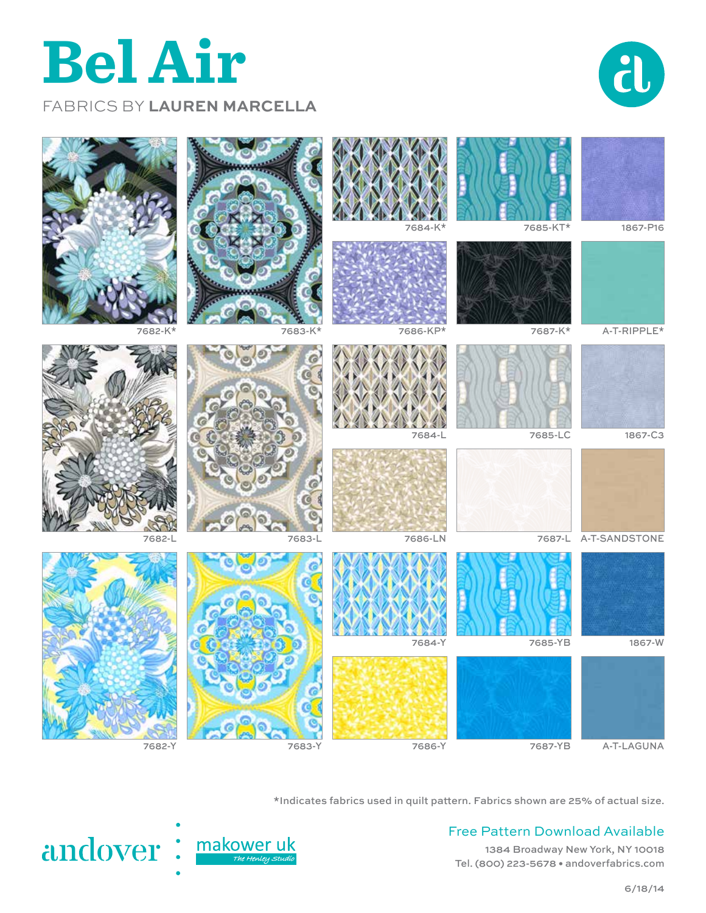# Bel Air

FABRICS BY **LAUREN MARCELLA**

7682-K*

7683-K*

7684-K*

7685-KT*

1867-P16

7686-KP*

7687-K*

A-T-RIPPLE*

7682-L

7683-L

7684-L

7685-LC

1867-C3

7686-LN

7687-L

A-T-SANDSTONE

7682-Y

7683-Y

7684-Y

7685-YB

1867-W

7686-Y

7687-YB

A-T-LAGUNA

*Indicates fabrics used in quilt pattern. Fabrics shown are 25% of actual size.

andover

makower uk

The Henley Studio

Free Pattern Download Available

1384 Broadway New York, NY 10018

Tel. (800) 223-5678 • andoverfabrics.com

6/18/14